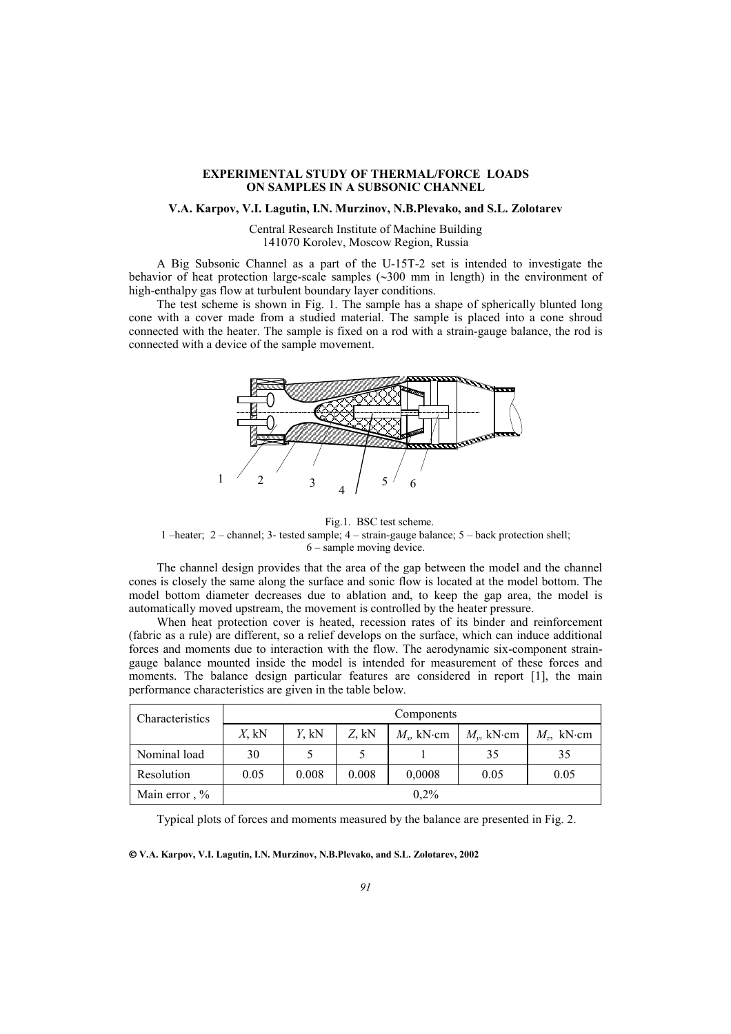# EXPERIMENTAL STUDY OF THERMAL/FORCE LOADS ON SAMPLES IN A SUBSONIC CHANNEL

**V.A. Karpov, V.I. Lagutin, I.N. Murzinov, N.B.Plevako, and S.L. Zolotarev**

Central Research Institute of Machine Building
141070 Korolev, Moscow Region, Russia

A Big Subsonic Channel as a part of the U-15T-2 set is intended to investigate the behavior of heat protection large-scale samples (~300 mm in length) in the environment of high-enthalpy gas flow at turbulent boundary layer conditions.

The test scheme is shown in Fig. 1. The sample has a shape of spherically blunted long cone with a cover made from a studied material. The sample is placed into a cone shroud connected with the heater. The sample is fixed on a rod with a strain-gauge balance, the rod is connected with a device of the sample movement.

Fig.1. BSC test scheme.
1 –heater; 2 – channel; 3- tested sample; 4 – strain-gauge balance; 5 – back protection shell; 6 – sample moving device.

The channel design provides that the area of the gap between the model and the channel cones is closely the same along the surface and sonic flow is located at the model bottom. The model bottom diameter decreases due to ablation and, to keep the gap area, the model is automatically moved upstream, the movement is controlled by the heater pressure.

When heat protection cover is heated, recession rates of its binder and reinforcement (fabric as a rule) are different, so a relief develops on the surface, which can induce additional forces and moments due to interaction with the flow. The aerodynamic six-component strain-gauge balance mounted inside the model is intended for measurement of these forces and moments. The balance design particular features are considered in report [1], the main performance characteristics are given in the table below.

| Characteristics | Components | | | | | |
|---|---|---|---|---|---|---|
| | $X$, kN | $Y$, kN | $Z$, kN | $M_x$, kN·cm | $M_y$, kN·cm | $M_z$, kN·cm |
| Nominal load | 30 | 5 | 5 | 1 | 35 | 35 |
| Resolution | 0.05 | 0.008 | 0.008 | 0,0008 | 0.05 | 0.05 |
| Main error , % | 0,2% | | | | | |

Typical plots of forces and moments measured by the balance are presented in Fig. 2.

© V.A. Karpov, V.I. Lagutin, I.N. Murzinov, N.B.Plevako, and S.L. Zolotarev, 2002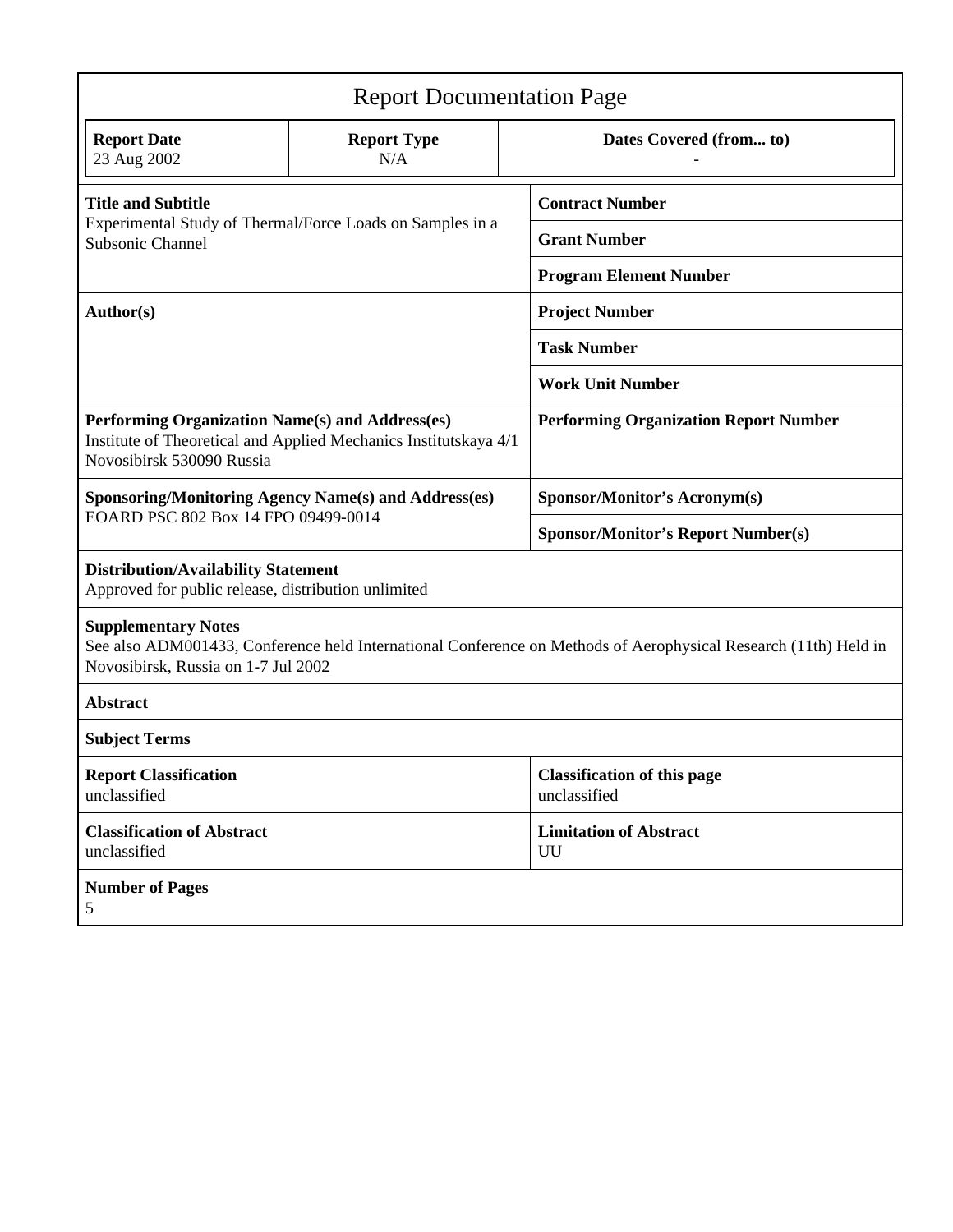# Report Documentation Page

| Report Date | Report Type | Dates Covered (from... to) |
|---|---|---|
| 23 Aug 2002 | N/A | - |

| | |
|---|---|
| **Title and Subtitle**<br>Experimental Study of Thermal/Force Loads on Samples in a Subsonic Channel | **Contract Number** |
| | **Grant Number** |
| | **Program Element Number** |
| **Author(s)** | **Project Number** |
| | **Task Number** |
| | **Work Unit Number** |
| **Performing Organization Name(s) and Address(es)**<br>Institute of Theoretical and Applied Mechanics Institutskaya 4/1 Novosibirsk 530090 Russia | **Performing Organization Report Number** |
| **Sponsoring/Monitoring Agency Name(s) and Address(es)**<br>EOARD PSC 802 Box 14 FPO 09499-0014 | **Sponsor/Monitor's Acronym(s)** |
| | **Sponsor/Monitor's Report Number(s)** |

**Distribution/Availability Statement**
Approved for public release, distribution unlimited

**Supplementary Notes**
See also ADM001433, Conference held International Conference on Methods of Aerophysical Research (11th) Held in Novosibirsk, Russia on 1-7 Jul 2002

**Abstract**

**Subject Terms**

| | |
|---|---|
| **Report Classification**<br>unclassified | **Classification of this page**<br>unclassified |
| **Classification of Abstract**<br>unclassified | **Limitation of Abstract**<br>UU |

**Number of Pages**
5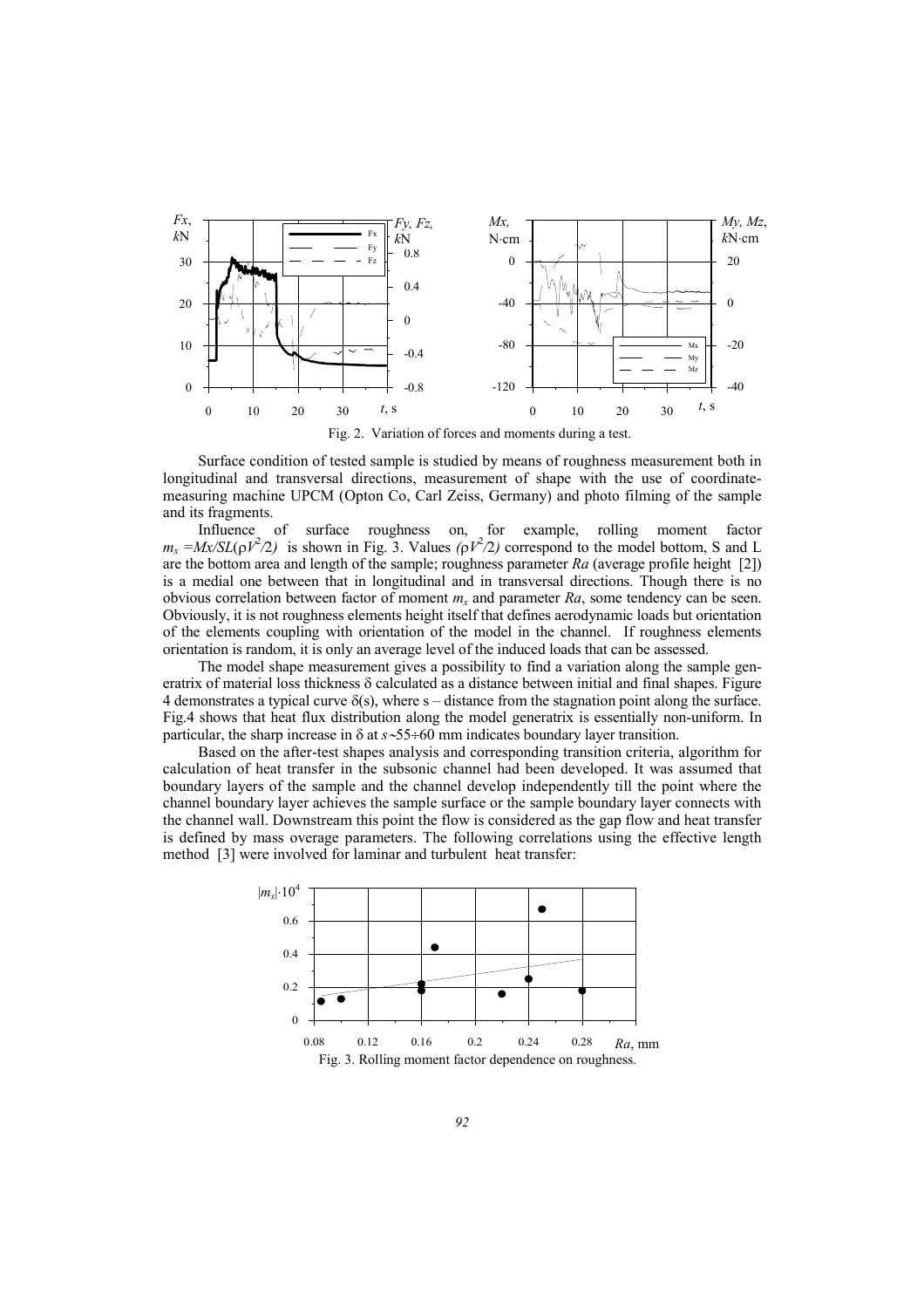Fig. 2. Variation of forces and moments during a test.

Surface condition of tested sample is studied by means of roughness measurement both in longitudinal and transversal directions, measurement of shape with the use of coordinate-measuring machine UPCM (Opton Co, Carl Zeiss, Germany) and photo filming of the sample and its fragments.

Influence of surface roughness on, for example, rolling moment factor $m_x = Mx/SL(\rho V^2/2)$ is shown in Fig. 3. Values $(\rho V^2/2)$ correspond to the model bottom, S and L are the bottom area and length of the sample; roughness parameter *Ra* (average profile height [2]) is a medial one between that in longitudinal and in transversal directions. Though there is no obvious correlation between factor of moment $m_x$ and parameter *Ra*, some tendency can be seen. Obviously, it is not roughness elements height itself that defines aerodynamic loads but orientation of the elements coupling with orientation of the model in the channel. If roughness elements orientation is random, it is only an average level of the induced loads that can be assessed.

The model shape measurement gives a possibility to find a variation along the sample generatrix of material loss thickness δ calculated as a distance between initial and final shapes. Figure 4 demonstrates a typical curve δ(s), where s – distance from the stagnation point along the surface. Fig.4 shows that heat flux distribution along the model generatrix is essentially non-uniform. In particular, the sharp increase in δ at $s \sim 55 \div 60$ mm indicates boundary layer transition.

Based on the after-test shapes analysis and corresponding transition criteria, algorithm for calculation of heat transfer in the subsonic channel had been developed. It was assumed that boundary layers of the sample and the channel develop independently till the point where the channel boundary layer achieves the sample surface or the sample boundary layer connects with the channel wall. Downstream this point the flow is considered as the gap flow and heat transfer is defined by mass overage parameters. The following correlations using the effective length method [3] were involved for laminar and turbulent heat transfer:

Fig. 3. Rolling moment factor dependence on roughness.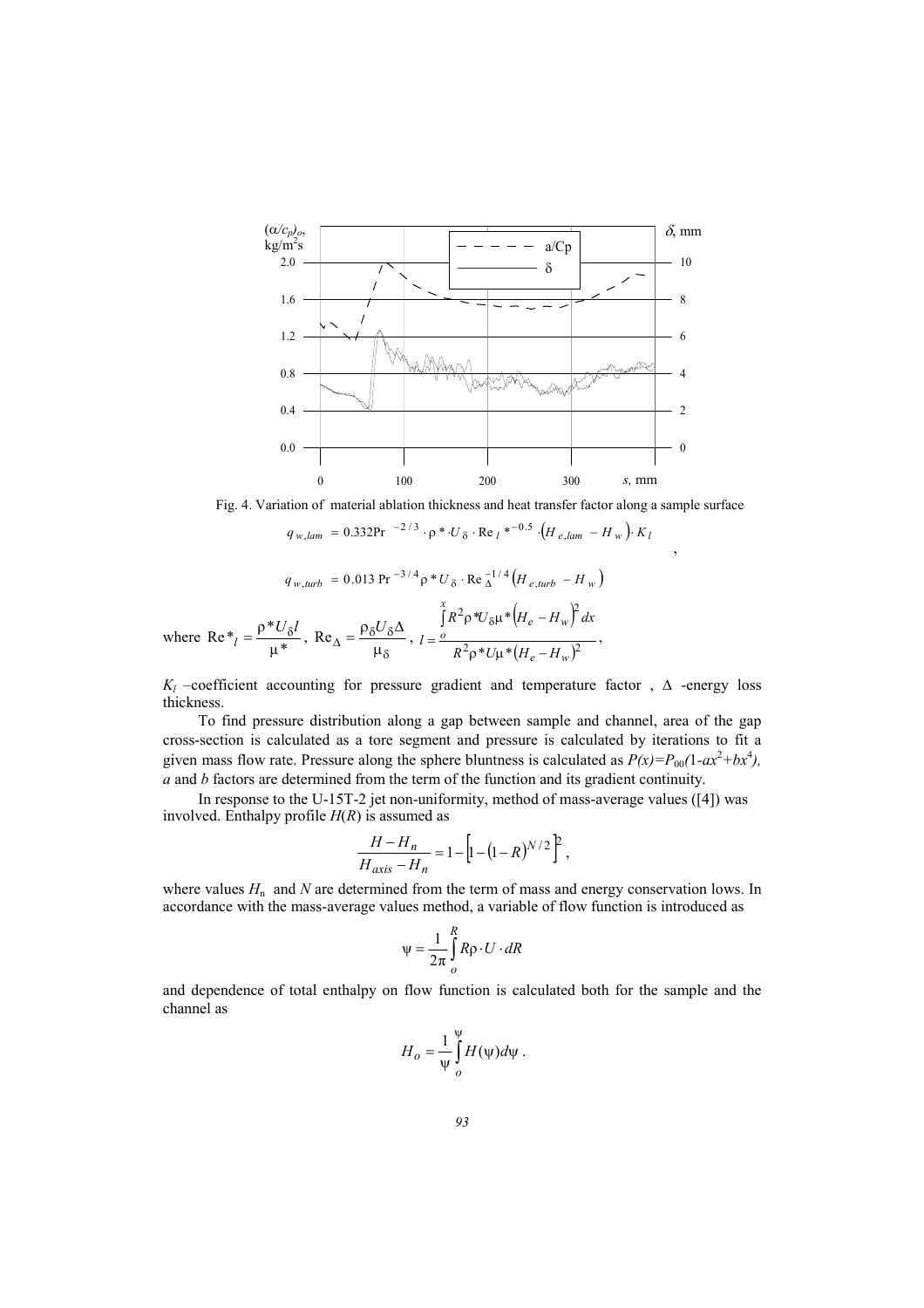Fig. 4. Variation of material ablation thickness and heat transfer factor along a sample surface

$$q_{w,lam} = 0.332\mathrm{Pr}^{-2/3} \cdot \rho^* \cdot U_\delta \cdot \mathrm{Re}_l^{*-0.5} \cdot \left(H_{e,lam} - H_w\right) \cdot K_l$$

,

$$q_{w,turb} = 0.013\,\mathrm{Pr}^{-3/4} \rho^* U_\delta \cdot \mathrm{Re}_\Delta^{-1/4} \left(H_{e,turb} - H_w\right)$$

where $\mathrm{Re}^*_l = \dfrac{\rho^* U_\delta l}{\mu^*}$, $\mathrm{Re}_\Delta = \dfrac{\rho_\delta U_\delta \Delta}{\mu_\delta}$, $l = \dfrac{\int_o^x R^2 \rho^* U_\delta \mu^* \left(H_e - H_w\right)^2 dx}{R^2 \rho^* U \mu^* \left(H_e - H_w\right)^2}$,

$K_l$ –coefficient accounting for pressure gradient and temperature factor , $\Delta$ -energy loss thickness.

To find pressure distribution along a gap between sample and channel, area of the gap cross-section is calculated as a tore segment and pressure is calculated by iterations to fit a given mass flow rate. Pressure along the sphere bluntness is calculated as $P(x)=P_{00}(1-ax^2+bx^4)$, *a* and *b* factors are determined from the term of the function and its gradient continuity.

In response to the U-15T-2 jet non-uniformity, method of mass-average values ([4]) was involved. Enthalpy profile $H(R)$ is assumed as

$$\frac{H - H_n}{H_{axis} - H_n} = 1 - \left[1 - \left(1 - R\right)^{N/2}\right]^2,$$

where values $H_n$ and $N$ are determined from the term of mass and energy conservation lows. In accordance with the mass-average values method, a variable of flow function is introduced as

$$\psi = \frac{1}{2\pi} \int_o^R R\rho \cdot U \cdot dR$$

and dependence of total enthalpy on flow function is calculated both for the sample and the channel as

$$H_o = \frac{1}{\psi} \int_o^\psi H(\psi) d\psi\,.$$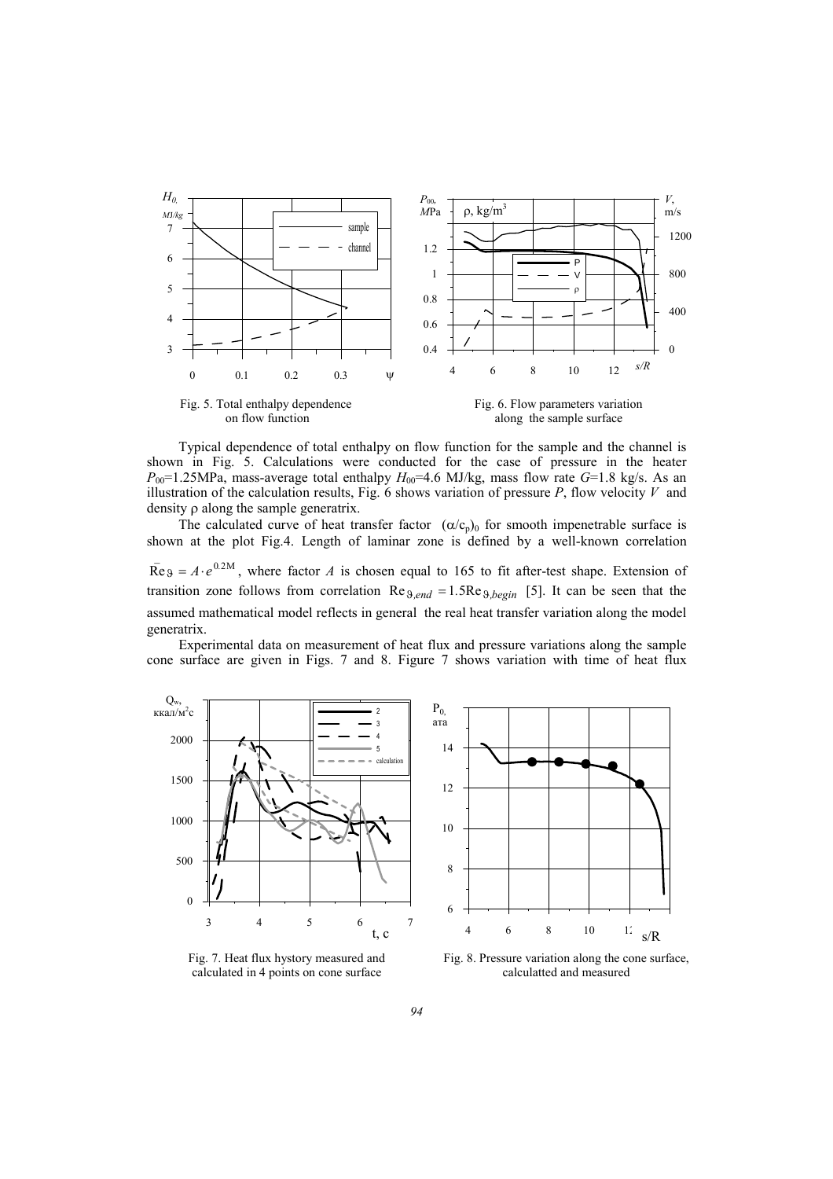Fig. 5. Total enthalpy dependence on flow function

Fig. 6. Flow parameters variation along the sample surface

Typical dependence of total enthalpy on flow function for the sample and the channel is shown in Fig. 5. Calculations were conducted for the case of pressure in the heater $P_{00}$=1.25MPa, mass-average total enthalpy $H_{00}$=4.6 MJ/kg, mass flow rate $G$=1.8 kg/s. As an illustration of the calculation results, Fig. 6 shows variation of pressure $P$, flow velocity $V$ and density ρ along the sample generatrix.

The calculated curve of heat transfer factor $(\alpha/c_p)_0$ for smooth impenetrable surface is shown at the plot Fig.4. Length of laminar zone is defined by a well-known correlation $\bar{\mathrm{Re}}_{\vartheta} = A \cdot e^{0.2M}$, where factor $A$ is chosen equal to 165 to fit after-test shape. Extension of transition zone follows from correlation $\mathrm{Re}_{\vartheta,end} = 1.5\mathrm{Re}_{\vartheta,begin}$ [5]. It can be seen that the assumed mathematical model reflects in general the real heat transfer variation along the model generatrix.

Experimental data on measurement of heat flux and pressure variations along the sample cone surface are given in Figs. 7 and 8. Figure 7 shows variation with time of heat flux

Fig. 7. Heat flux hystory measured and calculated in 4 points on cone surface

Fig. 8. Pressure variation along the cone surface, calculatted and measured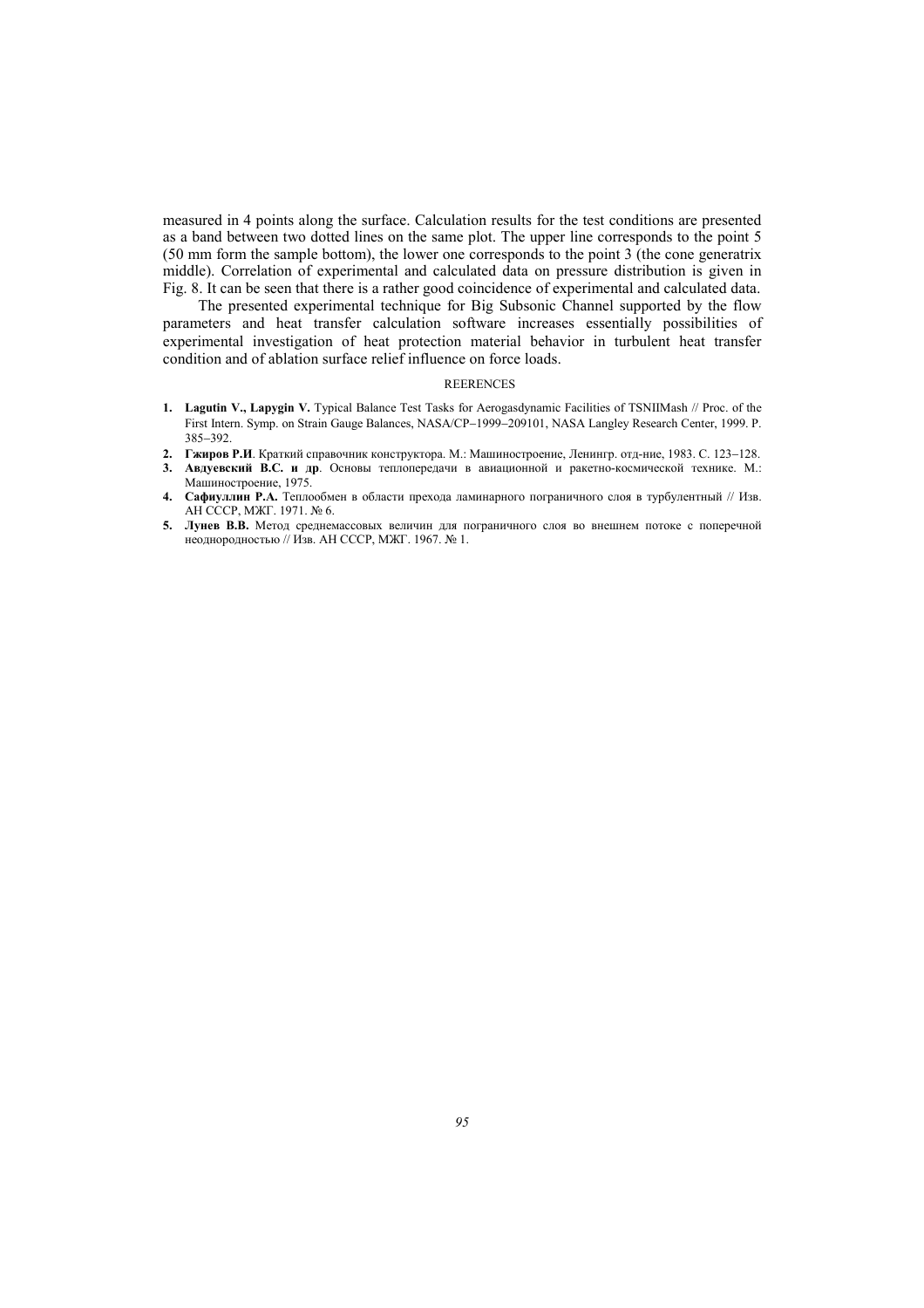measured in 4 points along the surface. Calculation results for the test conditions are presented as a band between two dotted lines on the same plot. The upper line corresponds to the point 5 (50 mm form the sample bottom), the lower one corresponds to the point 3 (the cone generatrix middle). Correlation of experimental and calculated data on pressure distribution is given in Fig. 8. It can be seen that there is a rather good coincidence of experimental and calculated data.

The presented experimental technique for Big Subsonic Channel supported by the flow parameters and heat transfer calculation software increases essentially possibilities of experimental investigation of heat protection material behavior in turbulent heat transfer condition and of ablation surface relief influence on force loads.

## REERENCES

1. **Lagutin V., Lapygin V.** Typical Balance Test Tasks for Aerogasdynamic Facilities of TSNIIMash // Proc. of the First Intern. Symp. on Strain Gauge Balances, NASA/CP–1999–209101, NASA Langley Research Center, 1999. P. 385–392.
2. **Гжиров Р.И**. Краткий справочник конструктора. М.: Машиностроение, Ленингр. отд-ние, 1983. С. 123–128.
3. **Авдуевский В.С. и др**. Основы теплопередачи в авиационной и ракетно-космической технике. М.: Машиностроение, 1975.
4. **Сафиуллин Р.А.** Теплообмен в области прехода ламинарного пограничного слоя в турбулентный // Изв. АН СССР, МЖГ. 1971. № 6.
5. **Лунев В.В.** Метод среднемассовых величин для пограничного слоя во внешнем потоке с поперечной неоднородностью // Изв. АН СССР, МЖГ. 1967. № 1.